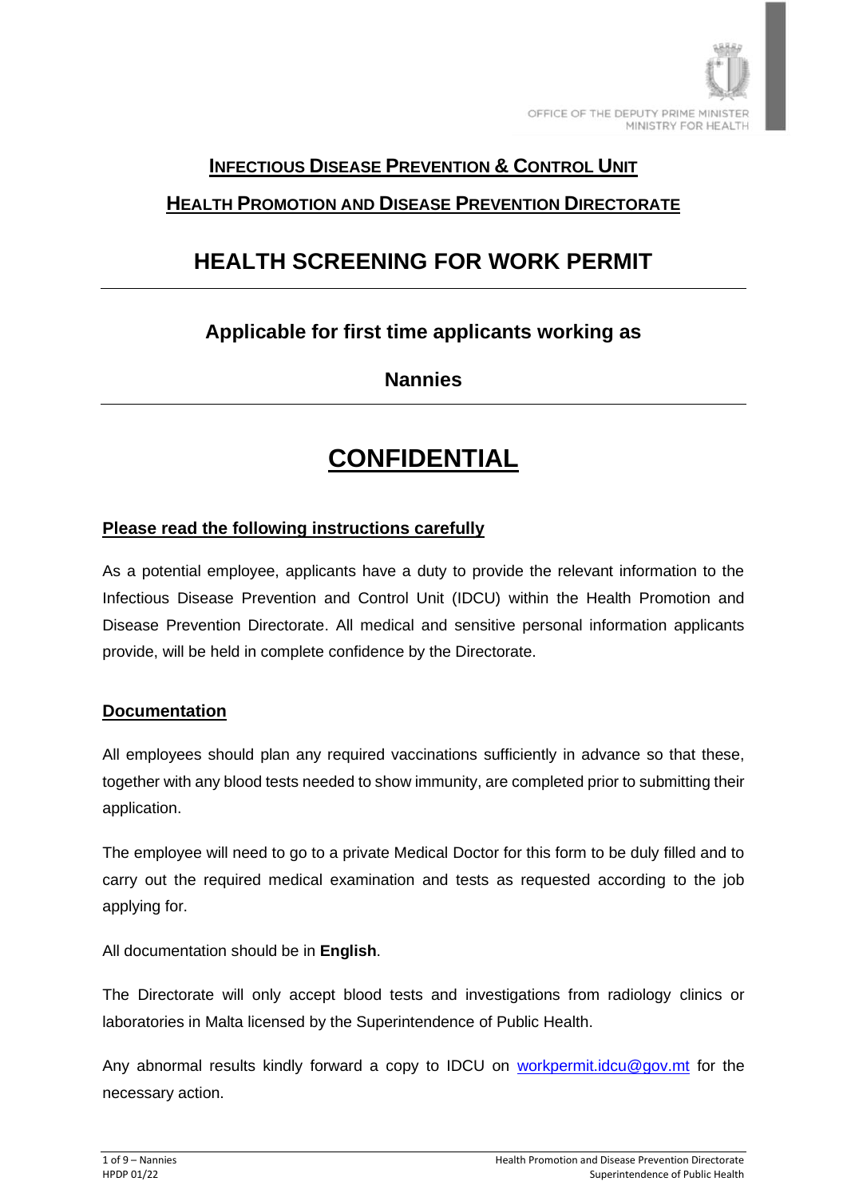OFFICE OF THE DEPUTY PRIME MINISTER
MINISTRY FOR HEALTH

## INFECTIOUS DISEASE PREVENTION & CONTROL UNIT

## HEALTH PROMOTION AND DISEASE PREVENTION DIRECTORATE

# HEALTH SCREENING FOR WORK PERMIT

### Applicable for first time applicants working as

### Nannies

# CONFIDENTIAL

**Please read the following instructions carefully**

As a potential employee, applicants have a duty to provide the relevant information to the Infectious Disease Prevention and Control Unit (IDCU) within the Health Promotion and Disease Prevention Directorate. All medical and sensitive personal information applicants provide, will be held in complete confidence by the Directorate.

**Documentation**

All employees should plan any required vaccinations sufficiently in advance so that these, together with any blood tests needed to show immunity, are completed prior to submitting their application.

The employee will need to go to a private Medical Doctor for this form to be duly filled and to carry out the required medical examination and tests as requested according to the job applying for.

All documentation should be in **English**.

The Directorate will only accept blood tests and investigations from radiology clinics or laboratories in Malta licensed by the Superintendence of Public Health.

Any abnormal results kindly forward a copy to IDCU on workpermit.idcu@gov.mt for the necessary action.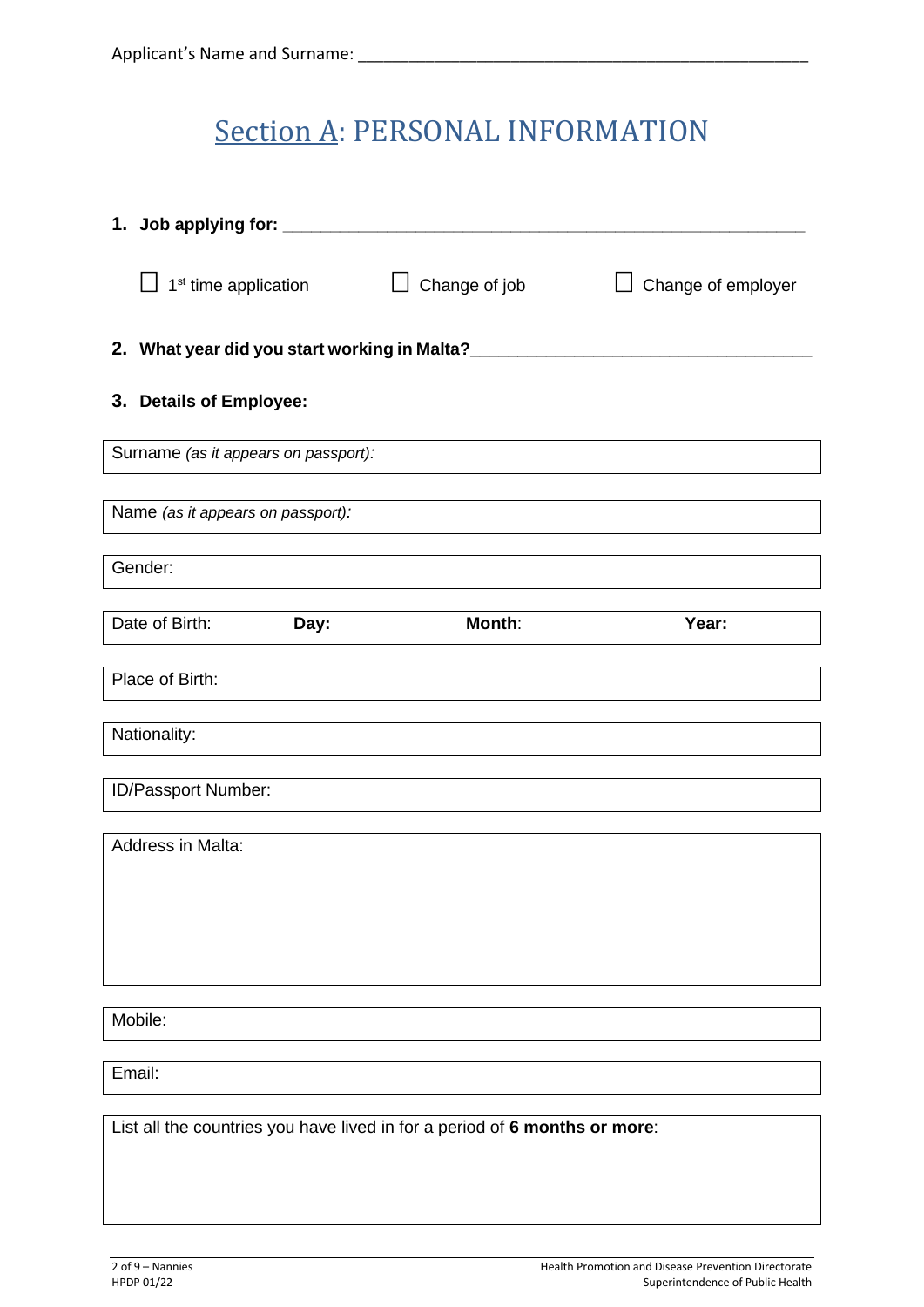Applicant's Name and Surname: ___________________________________________________

# Section A: PERSONAL INFORMATION

**1. Job applying for:** ___________________________________________________

☐ 1st time application ☐ Change of job ☐ Change of employer

**2. What year did you start working in Malta?**___________________________________

**3. Details of Employee:**

| Surname *(as it appears on passport):* |
|---|

| Name *(as it appears on passport):* |
|---|

| Gender: |
|---|

| Date of Birth: | **Day:** | **Month:** | **Year:** |
|---|---|---|---|

| Place of Birth: |
|---|

| Nationality: |
|---|

| ID/Passport Number: |
|---|

| Address in Malta: |
|---|

| Mobile: |
|---|

| Email: |
|---|

| List all the countries you have lived in for a period of **6 months or more**: |
|---|

HPDP 01/22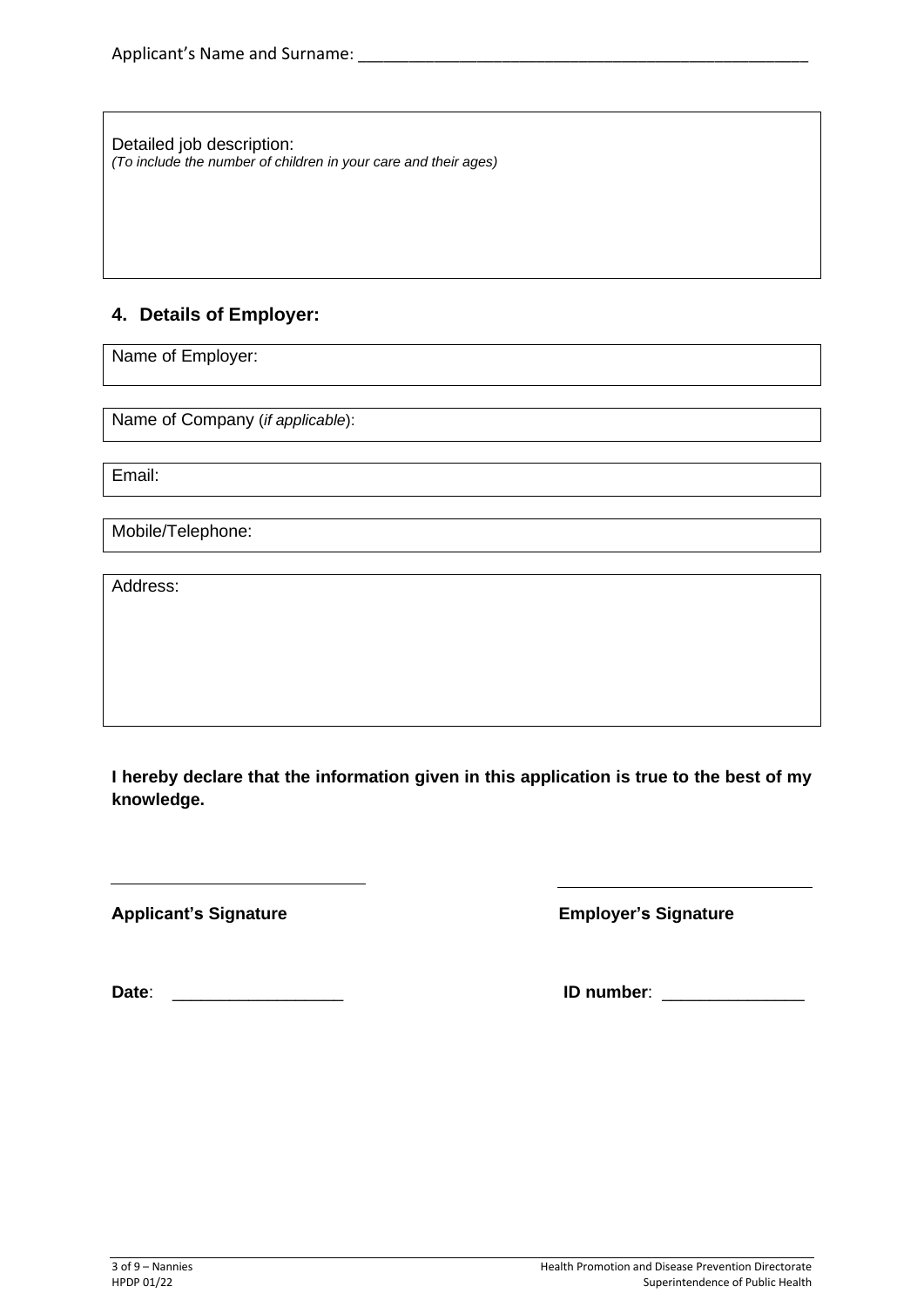Applicant's Name and Surname: ___________________________________________________

Detailed job description:
*(To include the number of children in your care and their ages)*

## 4. Details of Employer:

Name of Employer:

Name of Company (*if applicable*):

Email:

Mobile/Telephone:

Address:

**I hereby declare that the information given in this application is true to the best of my knowledge.**

**Applicant's Signature** ____________________________

**Employer's Signature** ____________________________

**Date**: __________________

**ID number**: _______________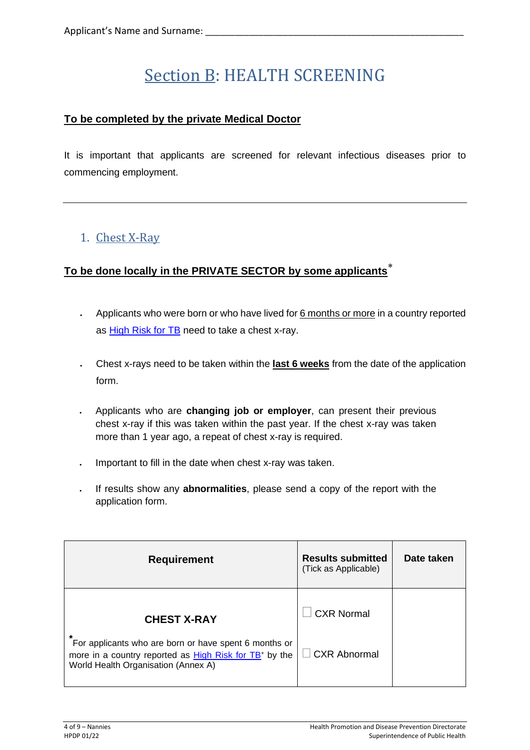Applicant's Name and Surname: ___________________________________________________

# Section B: HEALTH SCREENING

**To be completed by the private Medical Doctor**

It is important that applicants are screened for relevant infectious diseases prior to commencing employment.

---

## 1. Chest X-Ray

**To be done locally in the PRIVATE SECTOR by some applicants***

- Applicants who were born or who have lived for 6 months or more in a country reported as High Risk for TB need to take a chest x-ray.
- Chest x-rays need to be taken within the **last 6 weeks** from the date of the application form.
- Applicants who are **changing job or employer**, can present their previous chest x-ray if this was taken within the past year. If the chest x-ray was taken more than 1 year ago, a repeat of chest x-ray is required.
- Important to fill in the date when chest x-ray was taken.
- If results show any **abnormalities**, please send a copy of the report with the application form.

| Requirement | Results submitted (Tick as Applicable) | Date taken |
|---|---|---|
| **CHEST X-RAY**<br>*For applicants who are born or have spent 6 months or more in a country reported as High Risk for TB* by the World Health Organisation (Annex A) | ☐ CXR Normal<br>☐ CXR Abnormal | |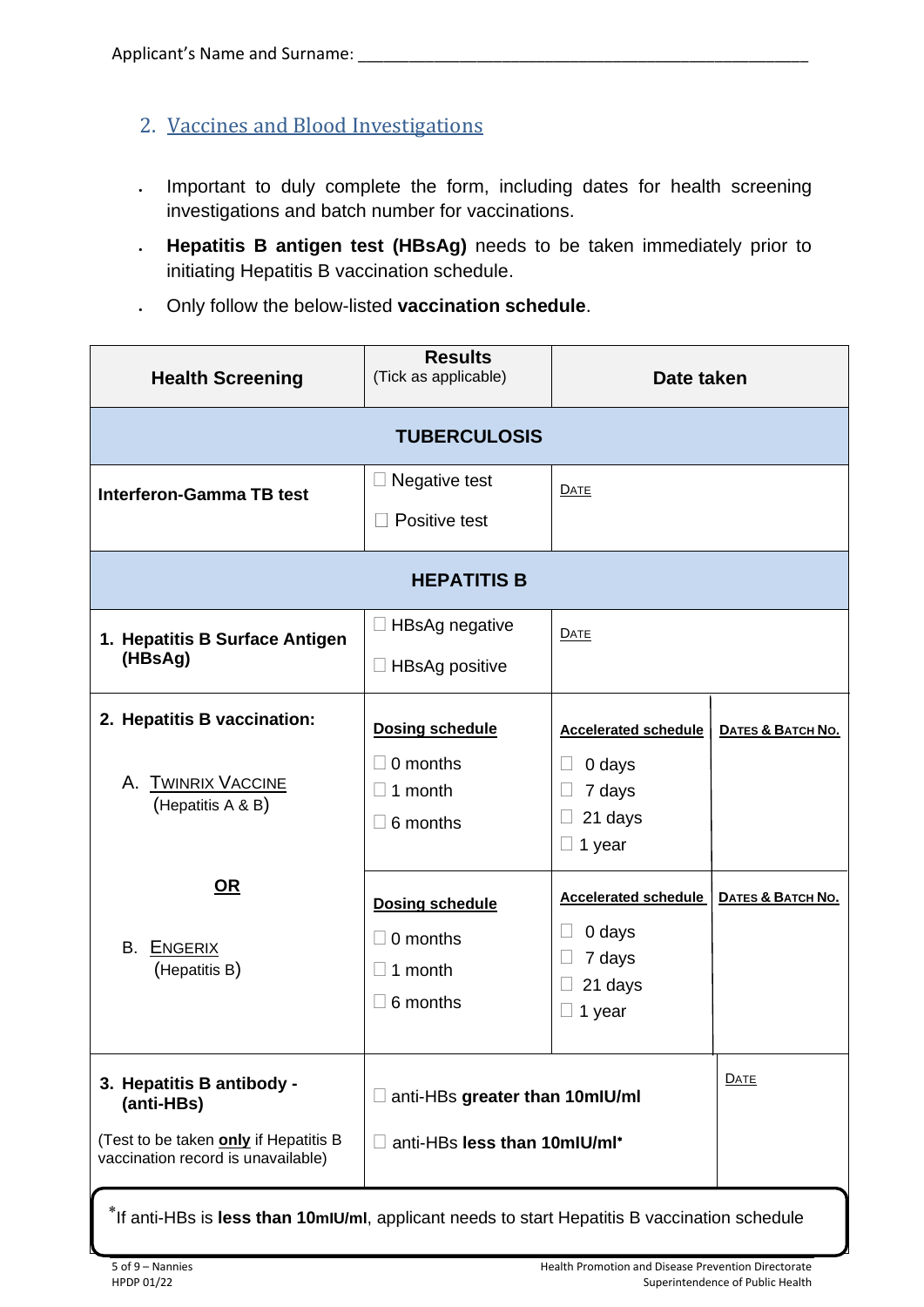Applicant's Name and Surname: ______________________________________________

## 2. Vaccines and Blood Investigations

- Important to duly complete the form, including dates for health screening investigations and batch number for vaccinations.
- **Hepatitis B antigen test (HBsAg)** needs to be taken immediately prior to initiating Hepatitis B vaccination schedule.
- Only follow the below-listed **vaccination schedule**.

| **Health Screening** | **Results** (Tick as applicable) | **Date taken** | |
|---|---|---|---|
| **TUBERCULOSIS** | | | |
| **Interferon-Gamma TB test** | ☐ Negative test<br>☐ Positive test | DATE | |
| **HEPATITIS B** | | | |
| **1. Hepatitis B Surface Antigen (HBsAg)** | ☐ HBsAg negative<br>☐ HBsAg positive | DATE | |
| **2. Hepatitis B vaccination:**<br>A. TWINRIX VACCINE (Hepatitis A & B) | **Dosing schedule**<br>☐ 0 months<br>☐ 1 month<br>☐ 6 months | **Accelerated schedule**<br>☐ 0 days<br>☐ 7 days<br>☐ 21 days<br>☐ 1 year | **DATES & BATCH NO.** |
| **OR**<br>B. ENGERIX (Hepatitis B) | **Dosing schedule**<br>☐ 0 months<br>☐ 1 month<br>☐ 6 months | **Accelerated schedule**<br>☐ 0 days<br>☐ 7 days<br>☐ 21 days<br>☐ 1 year | **DATES & BATCH NO.** |
| **3. Hepatitis B antibody - (anti-HBs)**<br>(Test to be taken **only** if Hepatitis B vaccination record is unavailable) | ☐ anti-HBs **greater than 10mIU/ml**<br>☐ anti-HBs **less than 10mIU/ml***| | DATE |

*If anti-HBs is **less than 10mIU/ml**, applicant needs to start Hepatitis B vaccination schedule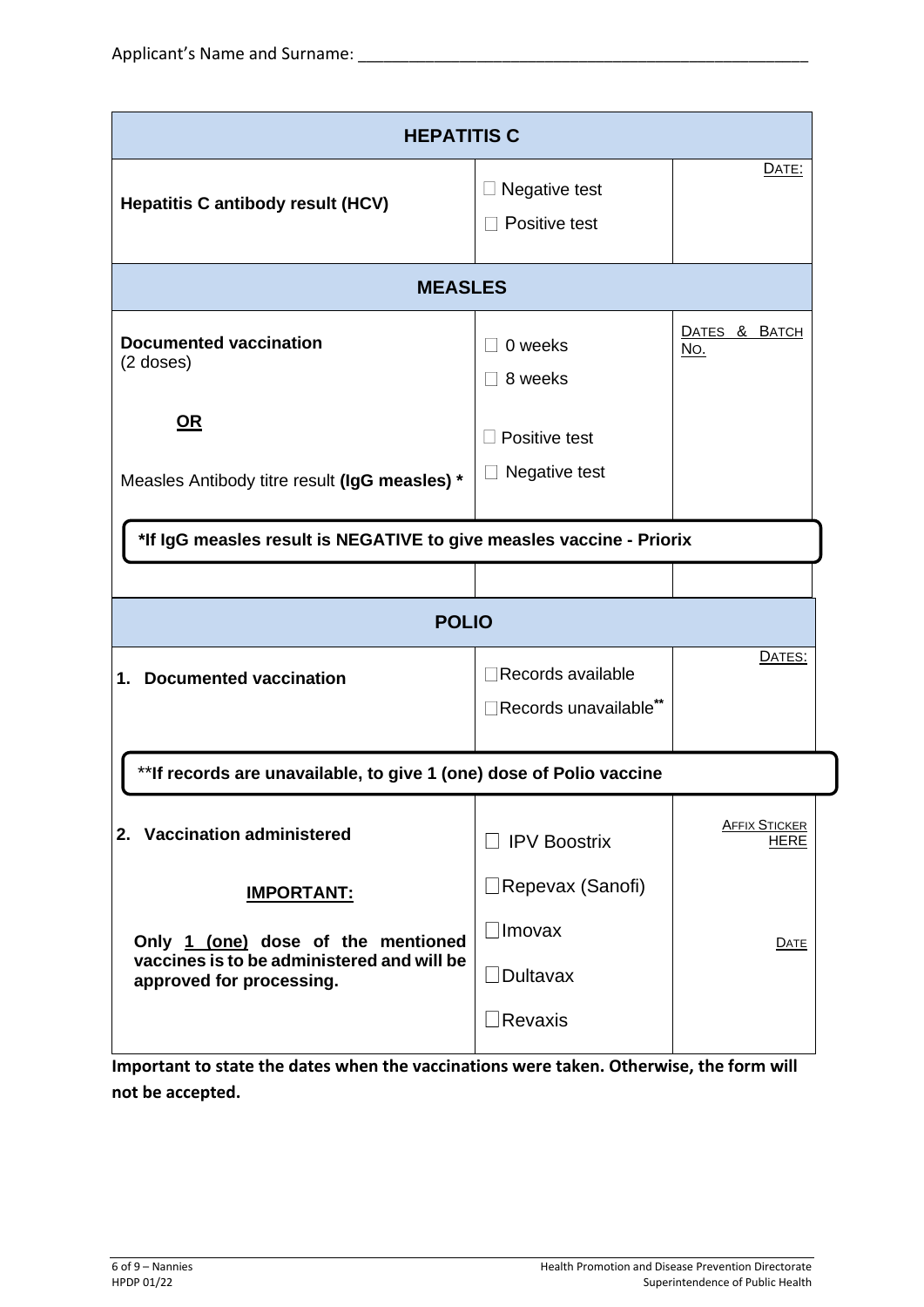Applicant's Name and Surname: ___________________________________________________

| HEPATITIS C | | |
|---|---|---|
| **Hepatitis C antibody result (HCV)** | ☐ Negative test<br>☐ Positive test | DATE: |
| **MEASLES** | | |
| **Documented vaccination** (2 doses)<br><br>**OR**<br><br>Measles Antibody titre result **(IgG measles) *** | ☐ 0 weeks<br>☐ 8 weeks<br><br>☐ Positive test<br>☐ Negative test | DATES & BATCH NO. |
| ***If IgG measles result is NEGATIVE to give measles vaccine - Priorix** | | |
| **POLIO** | | |
| **1. Documented vaccination** | ☐Records available<br>☐Records unavailable** | DATES: |
| ****If records are unavailable, to give 1 (one) dose of Polio vaccine** | | |
| **2. Vaccination administered**<br><br>**IMPORTANT:**<br><br>**Only 1 (one) dose of the mentioned vaccines is to be administered and will be approved for processing.** | ☐ IPV Boostrix<br>☐Repevax (Sanofi)<br>☐Imovax<br>☐Dultavax<br>☐Revaxis | AFFIX STICKER HERE<br><br>DATE |

**Important to state the dates when the vaccinations were taken. Otherwise, the form will not be accepted.**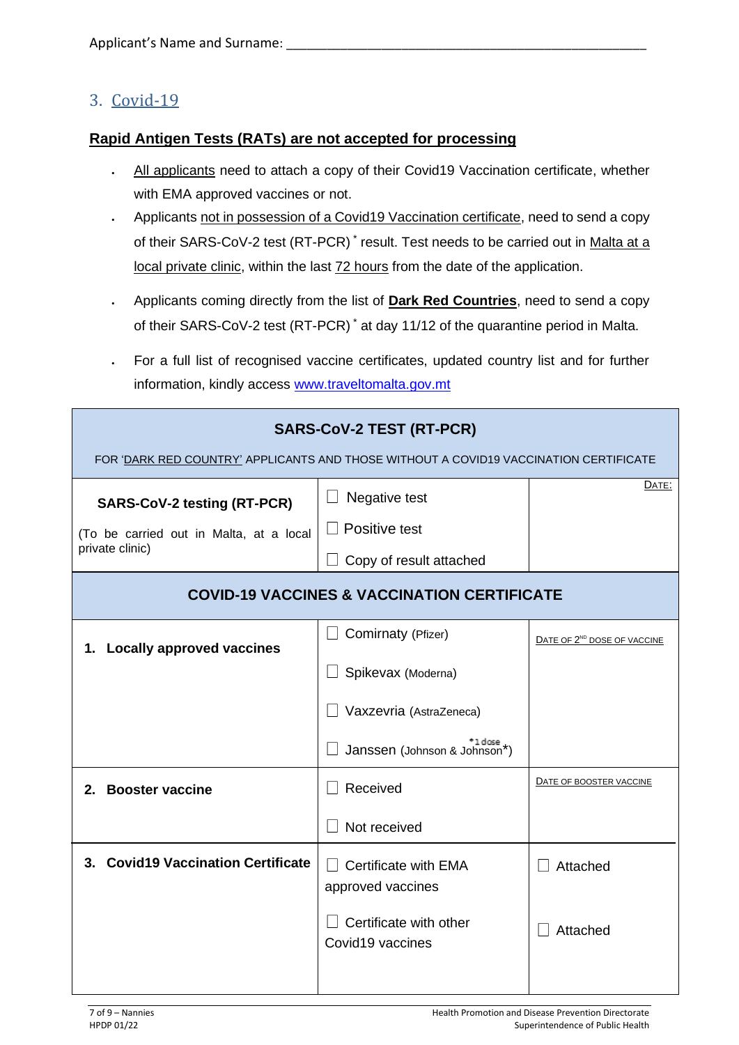Applicant's Name and Surname: ____________________________________________________

## 3. Covid-19

**Rapid Antigen Tests (RATs) are not accepted for processing**

- All applicants need to attach a copy of their Covid19 Vaccination certificate, whether with EMA approved vaccines or not.
- Applicants not in possession of a Covid19 Vaccination certificate, need to send a copy of their SARS-CoV-2 test (RT-PCR) * result. Test needs to be carried out in Malta at a local private clinic, within the last 72 hours from the date of the application.
- Applicants coming directly from the list of **Dark Red Countries**, need to send a copy of their SARS-CoV-2 test (RT-PCR) * at day 11/12 of the quarantine period in Malta.
- For a full list of recognised vaccine certificates, updated country list and for further information, kindly access www.traveltomalta.gov.mt

| **SARS-CoV-2 TEST (RT-PCR)**<br>FOR 'DARK RED COUNTRY' APPLICANTS AND THOSE WITHOUT A COVID19 VACCINATION CERTIFICATE | | |
|---|---|---|
| **SARS-CoV-2 testing (RT-PCR)**<br>(To be carried out in Malta, at a local private clinic) | ☐ Negative test<br>☐ Positive test<br>☐ Copy of result attached | DATE: |
| **COVID-19 VACCINES & VACCINATION CERTIFICATE** | | |
| **1. Locally approved vaccines** | ☐ Comirnaty (Pfizer)<br>☐ Spikevax (Moderna)<br>☐ Vaxzevria (AstraZeneca)<br>☐ Janssen (Johnson & Johnson*) *1 dose | DATE OF 2ND DOSE OF VACCINE |
| **2. Booster vaccine** | ☐ Received<br>☐ Not received | DATE OF BOOSTER VACCINE |
| **3. Covid19 Vaccination Certificate** | ☐ Certificate with EMA approved vaccines<br>☐ Certificate with other Covid19 vaccines | ☐ Attached<br>☐ Attached |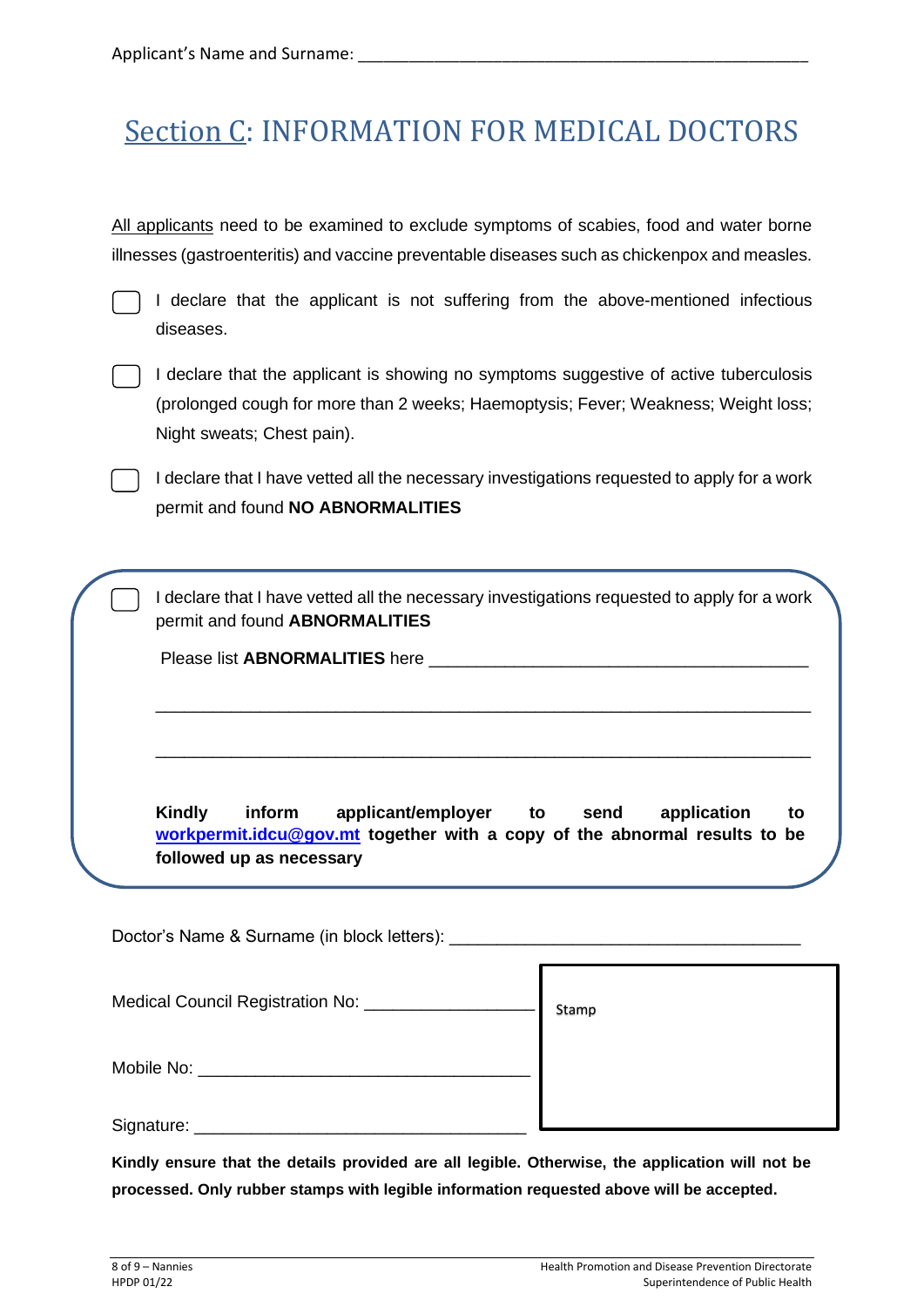Applicant's Name and Surname: ___________________________________________________

# Section C: INFORMATION FOR MEDICAL DOCTORS

All applicants need to be examined to exclude symptoms of scabies, food and water borne illnesses (gastroenteritis) and vaccine preventable diseases such as chickenpox and measles.

☐ I declare that the applicant is not suffering from the above-mentioned infectious diseases.

☐ I declare that the applicant is showing no symptoms suggestive of active tuberculosis (prolonged cough for more than 2 weeks; Haemoptysis; Fever; Weakness; Weight loss; Night sweats; Chest pain).

☐ I declare that I have vetted all the necessary investigations requested to apply for a work permit and found **NO ABNORMALITIES**

☐ I declare that I have vetted all the necessary investigations requested to apply for a work permit and found **ABNORMALITIES**

Please list **ABNORMALITIES** here ________________________________________

______________________________________________________________________

______________________________________________________________________

**Kindly inform applicant/employer to send application to workpermit.idcu@gov.mt together with a copy of the abnormal results to be followed up as necessary**

Doctor's Name & Surname (in block letters): ____________________________________

Medical Council Registration No: __________________

Mobile No: ___________________________________

Signature: ___________________________________

Stamp

**Kindly ensure that the details provided are all legible. Otherwise, the application will not be processed. Only rubber stamps with legible information requested above will be accepted.**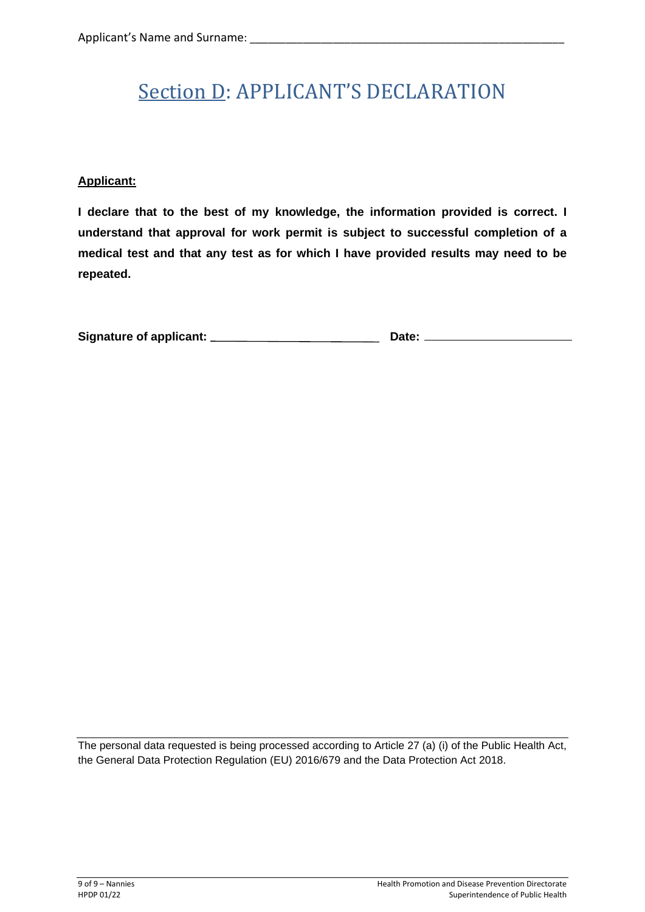Applicant's Name and Surname: ___________________________________________________

# Section D: APPLICANT'S DECLARATION

**Applicant:**

**I declare that to the best of my knowledge, the information provided is correct. I understand that approval for work permit is subject to successful completion of a medical test and that any test as for which I have provided results may need to be repeated.**

**Signature of applicant:** ___________________________ **Date:** _______________________

The personal data requested is being processed according to Article 27 (a) (i) of the Public Health Act, the General Data Protection Regulation (EU) 2016/679 and the Data Protection Act 2018.